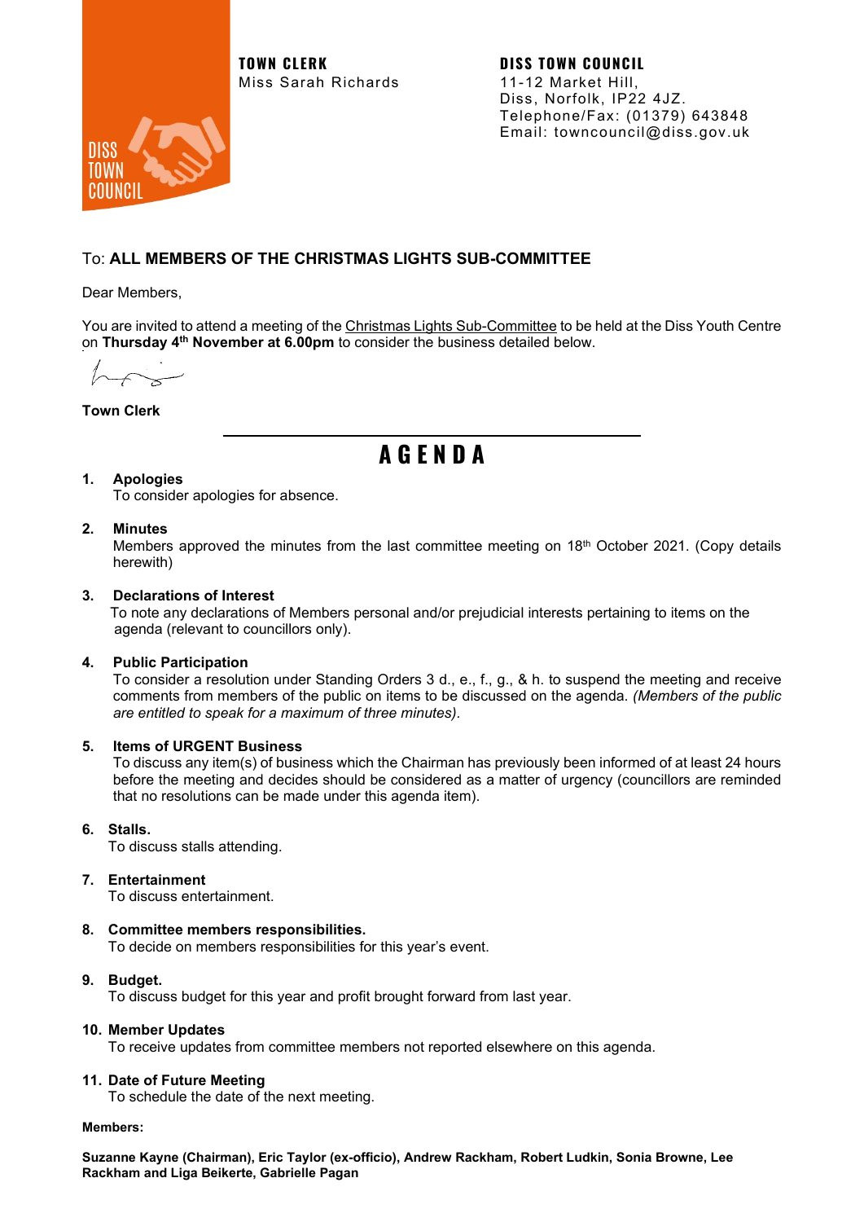DISS TOWN COUNCIL

**TOWN CLERK**
Miss Sarah Richards

**DISS TOWN COUNCIL**
11-12 Market Hill,
Diss, Norfolk, IP22 4JZ.
Telephone/Fax: (01379) 643848
Email: towncouncil@diss.gov.uk

To: **ALL MEMBERS OF THE CHRISTMAS LIGHTS SUB-COMMITTEE**

Dear Members,

You are invited to attend a meeting of the Christmas Lights Sub-Committee to be held at the Diss Youth Centre on **Thursday 4th November at 6.00pm** to consider the business detailed below.

**Town Clerk**

# AGENDA

1. **Apologies**
   To consider apologies for absence.

2. **Minutes**
   Members approved the minutes from the last committee meeting on 18th October 2021. (Copy details herewith)

3. **Declarations of Interest**
   To note any declarations of Members personal and/or prejudicial interests pertaining to items on the agenda (relevant to councillors only).

4. **Public Participation**
   To consider a resolution under Standing Orders 3 d., e., f., g., & h. to suspend the meeting and receive comments from members of the public on items to be discussed on the agenda. *(Members of the public are entitled to speak for a maximum of three minutes).*

5. **Items of URGENT Business**
   To discuss any item(s) of business which the Chairman has previously been informed of at least 24 hours before the meeting and decides should be considered as a matter of urgency (councillors are reminded that no resolutions can be made under this agenda item).

6. **Stalls.**
   To discuss stalls attending.

7. **Entertainment**
   To discuss entertainment.

8. **Committee members responsibilities.**
   To decide on members responsibilities for this year's event.

9. **Budget.**
   To discuss budget for this year and profit brought forward from last year.

10. **Member Updates**
    To receive updates from committee members not reported elsewhere on this agenda.

11. **Date of Future Meeting**
    To schedule the date of the next meeting.

**Members:**

**Suzanne Kayne (Chairman), Eric Taylor (ex-officio), Andrew Rackham, Robert Ludkin, Sonia Browne, Lee Rackham and Liga Beikerte, Gabrielle Pagan**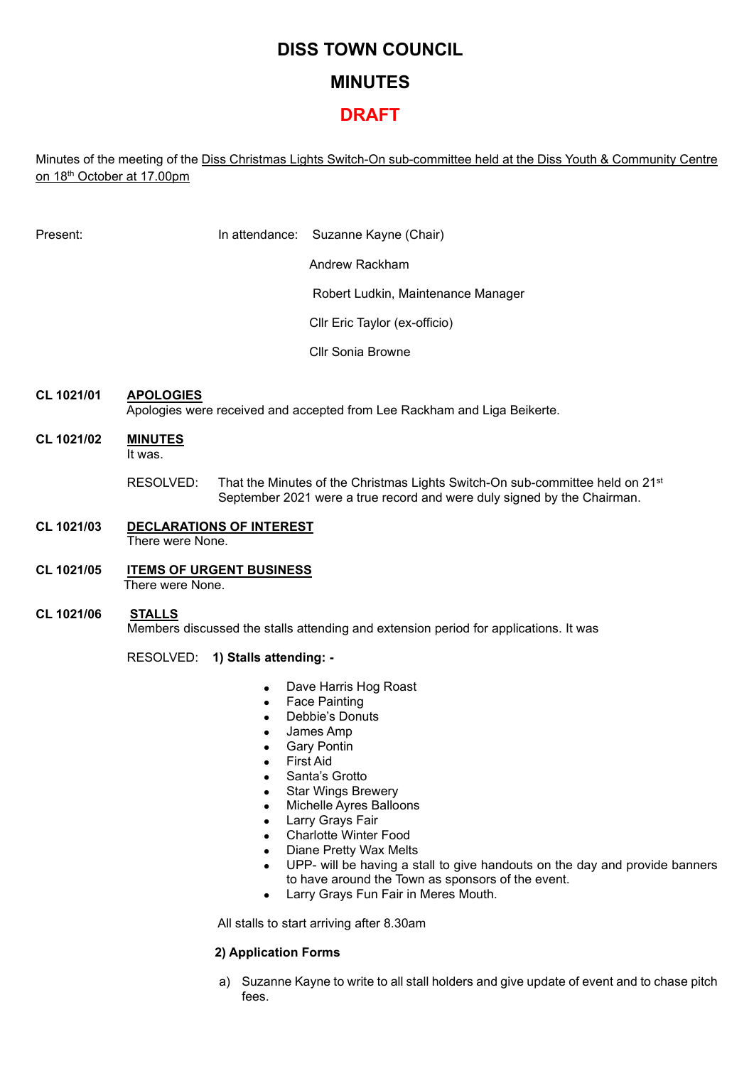# DISS TOWN COUNCIL

# MINUTES

# DRAFT

Minutes of the meeting of the Diss Christmas Lights Switch-On sub-committee held at the Diss Youth & Community Centre on 18th October at 17.00pm

Present: In attendance: Suzanne Kayne (Chair)

Andrew Rackham

Robert Ludkin, Maintenance Manager

Cllr Eric Taylor (ex-officio)

Cllr Sonia Browne

**CL 1021/01 APOLOGIES**

Apologies were received and accepted from Lee Rackham and Liga Beikerte.

**CL 1021/02 MINUTES**

It was.

RESOLVED: That the Minutes of the Christmas Lights Switch-On sub-committee held on 21st September 2021 were a true record and were duly signed by the Chairman.

**CL 1021/03 DECLARATIONS OF INTEREST**

There were None.

**CL 1021/05 ITEMS OF URGENT BUSINESS**

There were None.

**CL 1021/06 STALLS**

Members discussed the stalls attending and extension period for applications. It was

RESOLVED: **1) Stalls attending: -**

- Dave Harris Hog Roast
- Face Painting
- Debbie's Donuts
- James Amp
- Gary Pontin
- First Aid
- Santa's Grotto
- Star Wings Brewery
- Michelle Ayres Balloons
- Larry Grays Fair
- Charlotte Winter Food
- Diane Pretty Wax Melts
- UPP- will be having a stall to give handouts on the day and provide banners to have around the Town as sponsors of the event.
- Larry Grays Fun Fair in Meres Mouth.

All stalls to start arriving after 8.30am

**2) Application Forms**

a) Suzanne Kayne to write to all stall holders and give update of event and to chase pitch fees.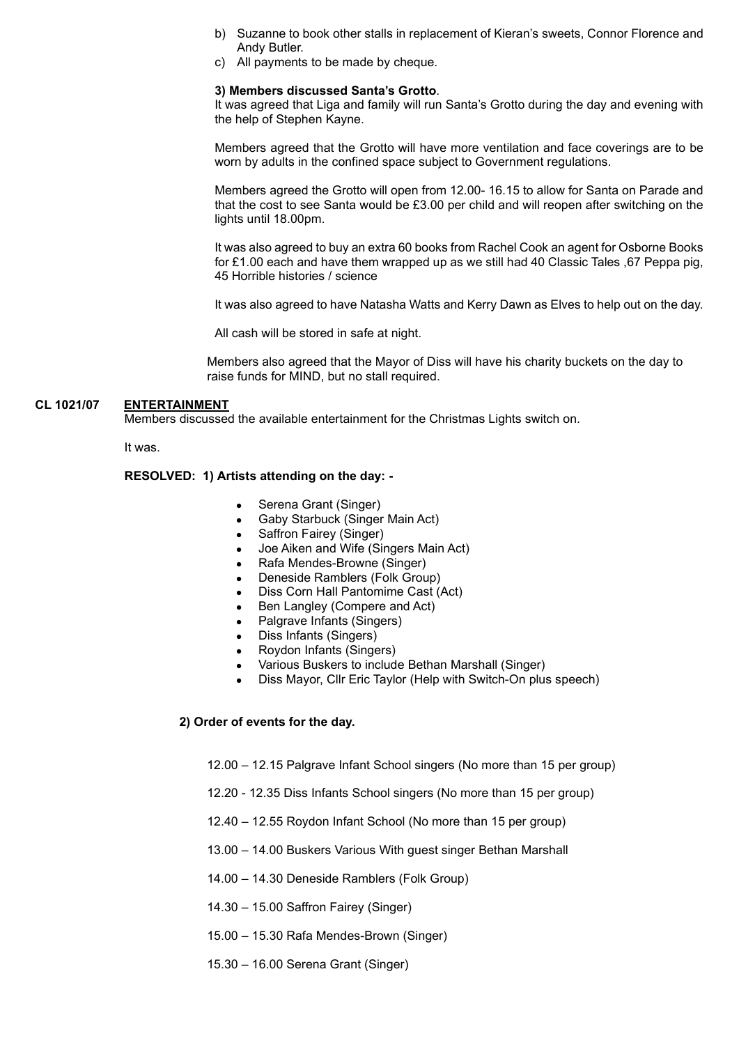b) Suzanne to book other stalls in replacement of Kieran's sweets, Connor Florence and Andy Butler.

c) All payments to be made by cheque.

**3) Members discussed Santa's Grotto**.

It was agreed that Liga and family will run Santa's Grotto during the day and evening with the help of Stephen Kayne.

Members agreed that the Grotto will have more ventilation and face coverings are to be worn by adults in the confined space subject to Government regulations.

Members agreed the Grotto will open from 12.00- 16.15 to allow for Santa on Parade and that the cost to see Santa would be £3.00 per child and will reopen after switching on the lights until 18.00pm.

It was also agreed to buy an extra 60 books from Rachel Cook an agent for Osborne Books for £1.00 each and have them wrapped up as we still had 40 Classic Tales ,67 Peppa pig, 45 Horrible histories / science

It was also agreed to have Natasha Watts and Kerry Dawn as Elves to help out on the day.

All cash will be stored in safe at night.

Members also agreed that the Mayor of Diss will have his charity buckets on the day to raise funds for MIND, but no stall required.

## CL 1021/07 ENTERTAINMENT

Members discussed the available entertainment for the Christmas Lights switch on.

It was.

**RESOLVED: 1) Artists attending on the day: -**

- Serena Grant (Singer)
- Gaby Starbuck (Singer Main Act)
- Saffron Fairey (Singer)
- Joe Aiken and Wife (Singers Main Act)
- Rafa Mendes-Browne (Singer)
- Deneside Ramblers (Folk Group)
- Diss Corn Hall Pantomime Cast (Act)
- Ben Langley (Compere and Act)
- Palgrave Infants (Singers)
- Diss Infants (Singers)
- Roydon Infants (Singers)
- Various Buskers to include Bethan Marshall (Singer)
- Diss Mayor, Cllr Eric Taylor (Help with Switch-On plus speech)

**2) Order of events for the day.**

12.00 – 12.15 Palgrave Infant School singers (No more than 15 per group)

12.20 - 12.35 Diss Infants School singers (No more than 15 per group)

12.40 – 12.55 Roydon Infant School (No more than 15 per group)

13.00 – 14.00 Buskers Various With guest singer Bethan Marshall

14.00 – 14.30 Deneside Ramblers (Folk Group)

14.30 – 15.00 Saffron Fairey (Singer)

15.00 – 15.30 Rafa Mendes-Brown (Singer)

15.30 – 16.00 Serena Grant (Singer)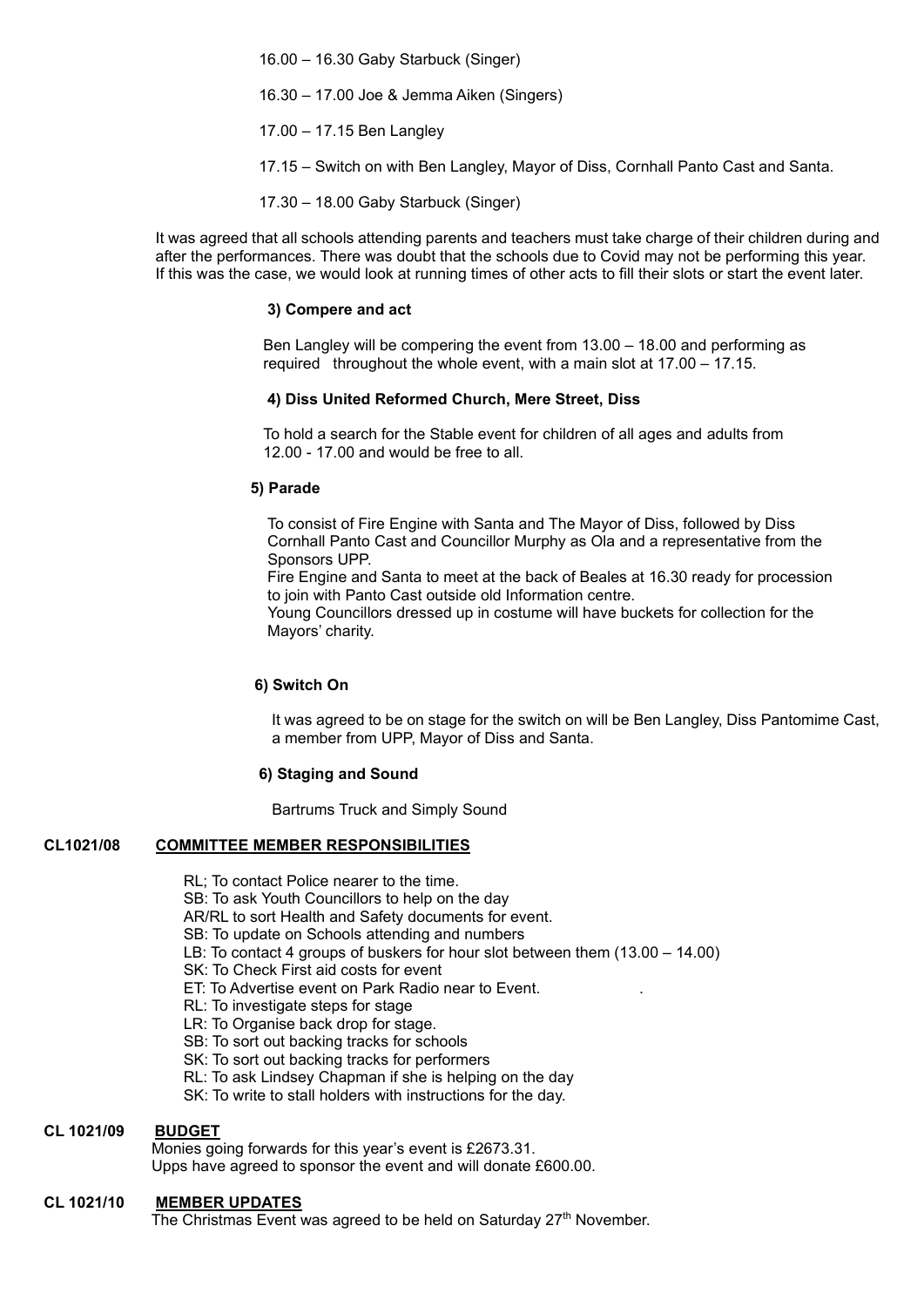16.00 – 16.30 Gaby Starbuck (Singer)

16.30 – 17.00 Joe & Jemma Aiken (Singers)

17.00 – 17.15 Ben Langley

17.15 – Switch on with Ben Langley, Mayor of Diss, Cornhall Panto Cast and Santa.

17.30 – 18.00 Gaby Starbuck (Singer)

It was agreed that all schools attending parents and teachers must take charge of their children during and after the performances. There was doubt that the schools due to Covid may not be performing this year. If this was the case, we would look at running times of other acts to fill their slots or start the event later.

**3) Compere and act**

Ben Langley will be compering the event from 13.00 – 18.00 and performing as required throughout the whole event, with a main slot at 17.00 – 17.15.

**4) Diss United Reformed Church, Mere Street, Diss**

To hold a search for the Stable event for children of all ages and adults from 12.00 - 17.00 and would be free to all.

**5) Parade**

To consist of Fire Engine with Santa and The Mayor of Diss, followed by Diss Cornhall Panto Cast and Councillor Murphy as Ola and a representative from the Sponsors UPP.
Fire Engine and Santa to meet at the back of Beales at 16.30 ready for procession to join with Panto Cast outside old Information centre.
Young Councillors dressed up in costume will have buckets for collection for the Mayors' charity.

**6) Switch On**

It was agreed to be on stage for the switch on will be Ben Langley, Diss Pantomime Cast, a member from UPP, Mayor of Diss and Santa.

**6) Staging and Sound**

Bartrums Truck and Simply Sound

## CL1021/08 COMMITTEE MEMBER RESPONSIBILITIES

RL; To contact Police nearer to the time.
SB: To ask Youth Councillors to help on the day
AR/RL to sort Health and Safety documents for event.
SB: To update on Schools attending and numbers
LB: To contact 4 groups of buskers for hour slot between them (13.00 – 14.00)
SK: To Check First aid costs for event
ET: To Advertise event on Park Radio near to Event.
RL: To investigate steps for stage
LR: To Organise back drop for stage.
SB: To sort out backing tracks for schools
SK: To sort out backing tracks for performers
RL: To ask Lindsey Chapman if she is helping on the day
SK: To write to stall holders with instructions for the day.

## CL 1021/09 BUDGET

Monies going forwards for this year's event is £2673.31.
Upps have agreed to sponsor the event and will donate £600.00.

## CL 1021/10 MEMBER UPDATES

The Christmas Event was agreed to be held on Saturday 27th November.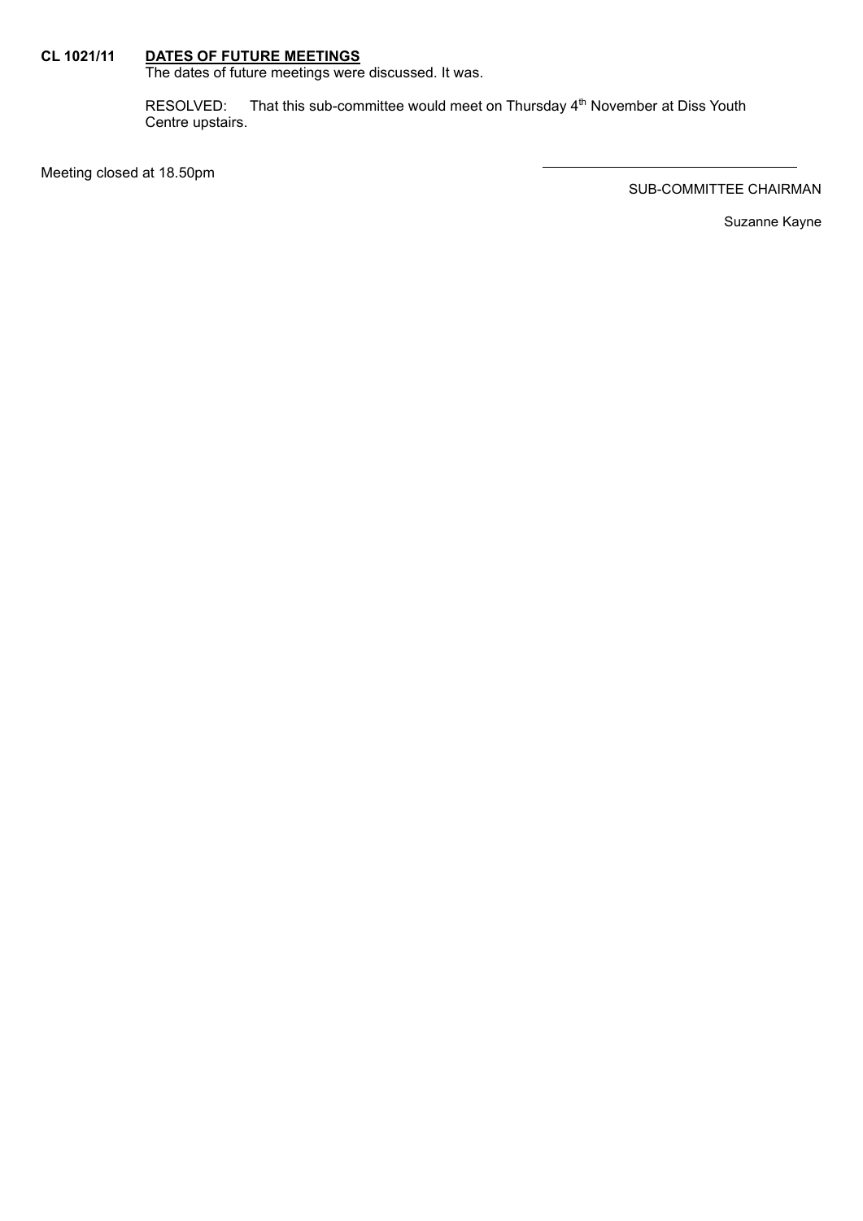**CL 1021/11** **DATES OF FUTURE MEETINGS**

The dates of future meetings were discussed. It was.

RESOLVED: That this sub-committee would meet on Thursday 4th November at Diss Youth Centre upstairs.

Meeting closed at 18.50pm

SUB-COMMITTEE CHAIRMAN

Suzanne Kayne